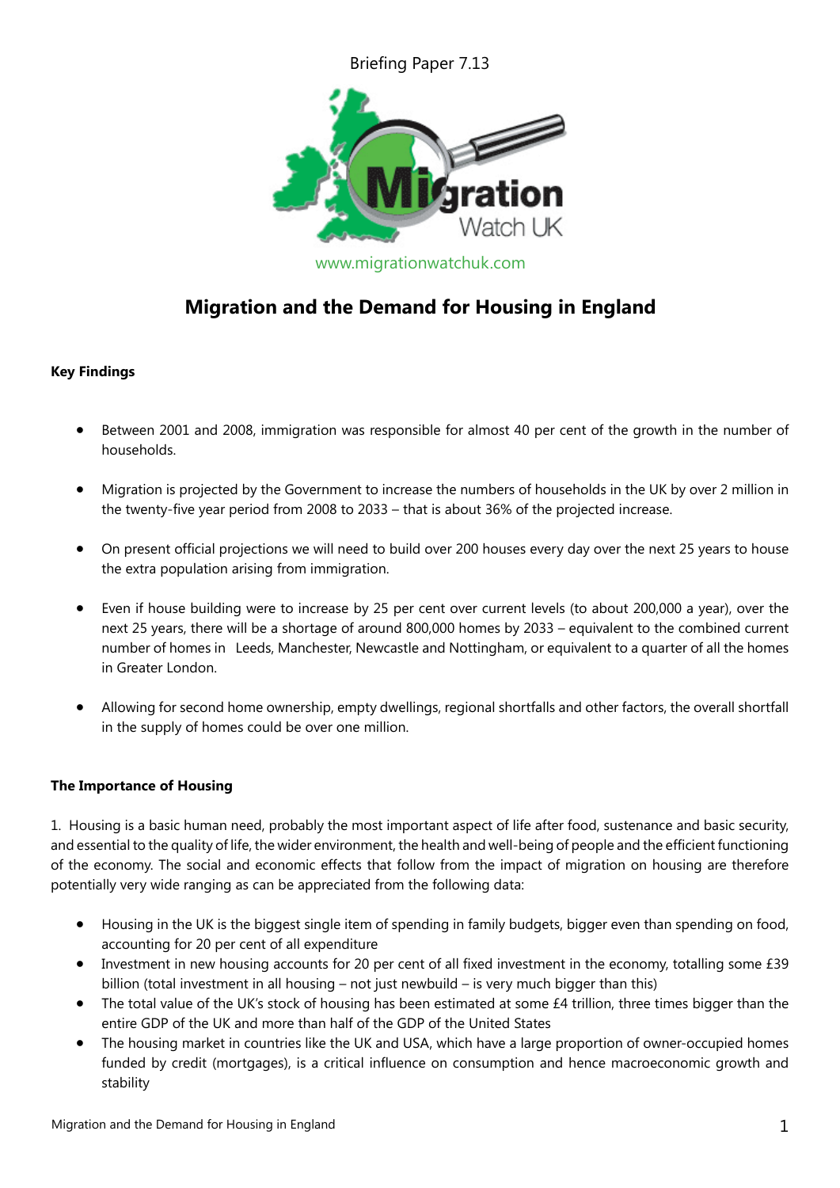Briefing Paper 7.13

Migration Watch UK

www.migrationwatchuk.com

# Migration and the Demand for Housing in England

### Key Findings

- Between 2001 and 2008, immigration was responsible for almost 40 per cent of the growth in the number of households.
- Migration is projected by the Government to increase the numbers of households in the UK by over 2 million in the twenty-five year period from 2008 to 2033 – that is about 36% of the projected increase.
- On present official projections we will need to build over 200 houses every day over the next 25 years to house the extra population arising from immigration.
- Even if house building were to increase by 25 per cent over current levels (to about 200,000 a year), over the next 25 years, there will be a shortage of around 800,000 homes by 2033 – equivalent to the combined current number of homes in Leeds, Manchester, Newcastle and Nottingham, or equivalent to a quarter of all the homes in Greater London.
- Allowing for second home ownership, empty dwellings, regional shortfalls and other factors, the overall shortfall in the supply of homes could be over one million.

### The Importance of Housing

1. Housing is a basic human need, probably the most important aspect of life after food, sustenance and basic security, and essential to the quality of life, the wider environment, the health and well-being of people and the efficient functioning of the economy. The social and economic effects that follow from the impact of migration on housing are therefore potentially very wide ranging as can be appreciated from the following data:

- Housing in the UK is the biggest single item of spending in family budgets, bigger even than spending on food, accounting for 20 per cent of all expenditure
- Investment in new housing accounts for 20 per cent of all fixed investment in the economy, totalling some £39 billion (total investment in all housing – not just newbuild – is very much bigger than this)
- The total value of the UK's stock of housing has been estimated at some £4 trillion, three times bigger than the entire GDP of the UK and more than half of the GDP of the United States
- The housing market in countries like the UK and USA, which have a large proportion of owner-occupied homes funded by credit (mortgages), is a critical influence on consumption and hence macroeconomic growth and stability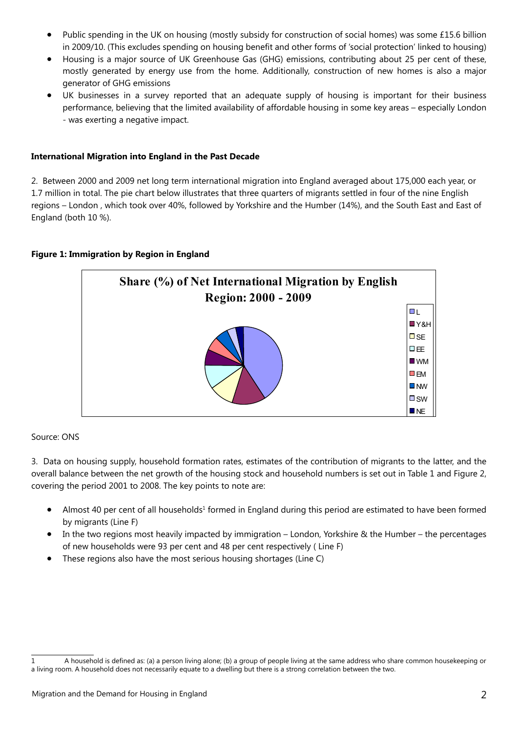- Public spending in the UK on housing (mostly subsidy for construction of social homes) was some £15.6 billion in 2009/10. (This excludes spending on housing benefit and other forms of 'social protection' linked to housing)
- Housing is a major source of UK Greenhouse Gas (GHG) emissions, contributing about 25 per cent of these, mostly generated by energy use from the home. Additionally, construction of new homes is also a major generator of GHG emissions
- UK businesses in a survey reported that an adequate supply of housing is important for their business performance, believing that the limited availability of affordable housing in some key areas – especially London - was exerting a negative impact.

**International Migration into England in the Past Decade**

2. Between 2000 and 2009 net long term international migration into England averaged about 175,000 each year, or 1.7 million in total. The pie chart below illustrates that three quarters of migrants settled in four of the nine English regions – London , which took over 40%, followed by Yorkshire and the Humber (14%), and the South East and East of England (both 10 %).

**Figure 1: Immigration by Region in England**

**Share (%) of Net International Migration by English Region: 2000 - 2009**

L, Y&H, SE, EE, WM, EM, NW, SW, NE

Source: ONS

3. Data on housing supply, household formation rates, estimates of the contribution of migrants to the latter, and the overall balance between the net growth of the housing stock and household numbers is set out in Table 1 and Figure 2, covering the period 2001 to 2008. The key points to note are:

- Almost 40 per cent of all households[1] formed in England during this period are estimated to have been formed by migrants (Line F)
- In the two regions most heavily impacted by immigration – London, Yorkshire & the Humber – the percentages of new households were 93 per cent and 48 per cent respectively ( Line F)
- These regions also have the most serious housing shortages (Line C)

[1] A household is defined as: (a) a person living alone; (b) a group of people living at the same address who share common housekeeping or a living room. A household does not necessarily equate to a dwelling but there is a strong correlation between the two.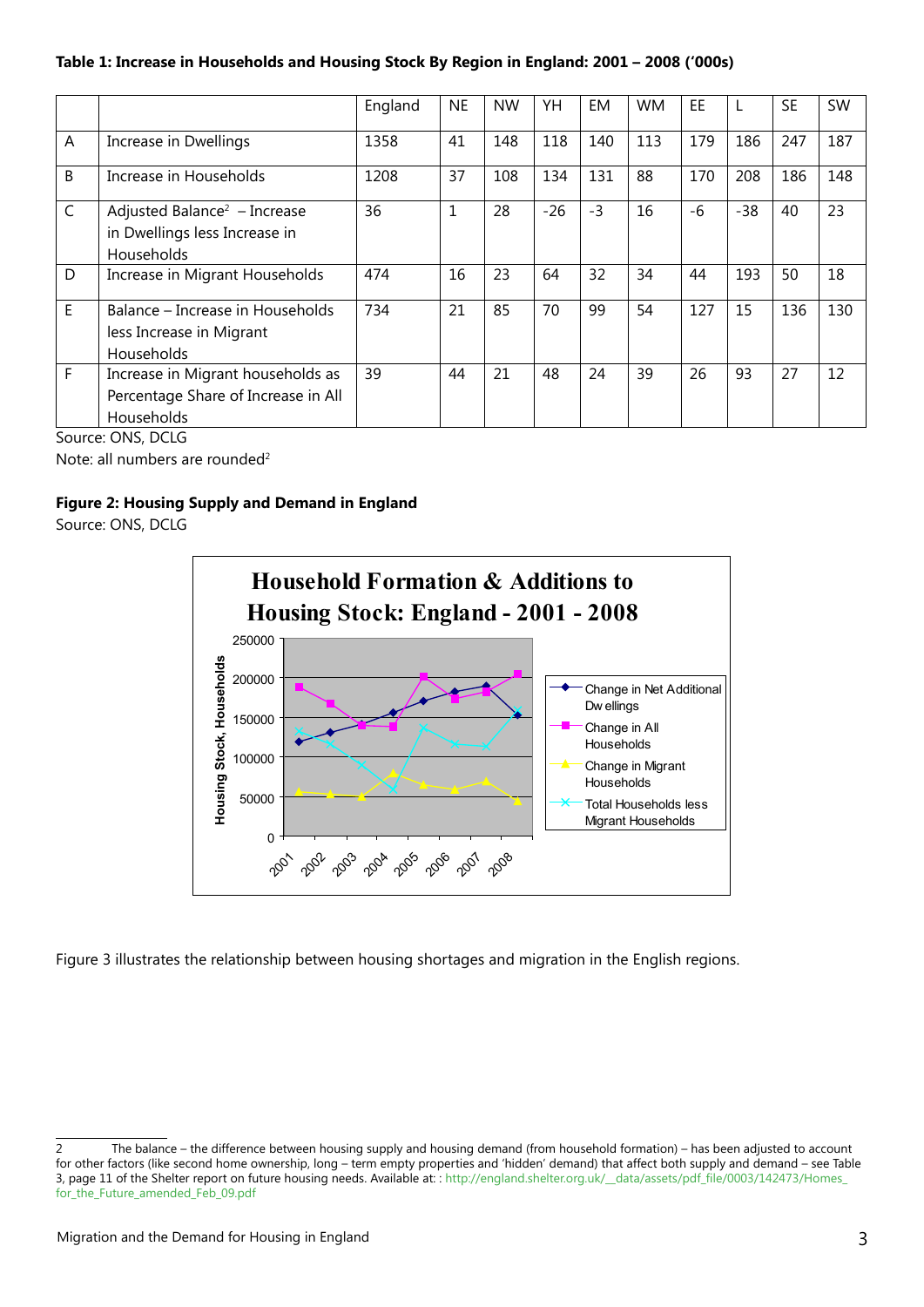**Table 1: Increase in Households and Housing Stock By Region in England: 2001 – 2008 ('000s)**

| | | England | NE | NW | YH | EM | WM | EE | L | SE | SW |
|---|---|---|---|---|---|---|---|---|---|---|---|
| A | Increase in Dwellings | 1358 | 41 | 148 | 118 | 140 | 113 | 179 | 186 | 247 | 187 |
| B | Increase in Households | 1208 | 37 | 108 | 134 | 131 | 88 | 170 | 208 | 186 | 148 |
| C | Adjusted Balance[2] – Increase in Dwellings less Increase in Households | 36 | 1 | 28 | -26 | -3 | 16 | -6 | -38 | 40 | 23 |
| D | Increase in Migrant Households | 474 | 16 | 23 | 64 | 32 | 34 | 44 | 193 | 50 | 18 |
| E | Balance – Increase in Households less Increase in Migrant Households | 734 | 21 | 85 | 70 | 99 | 54 | 127 | 15 | 136 | 130 |
| F | Increase in Migrant households as Percentage Share of Increase in All Households | 39 | 44 | 21 | 48 | 24 | 39 | 26 | 93 | 27 | 12 |

Source: ONS, DCLG

Note: all numbers are rounded[2]

**Figure 2: Housing Supply and Demand in England**

Source: ONS, DCLG

Figure 3 illustrates the relationship between housing shortages and migration in the English regions.

---

2 The balance – the difference between housing supply and housing demand (from household formation) – has been adjusted to account for other factors (like second home ownership, long – term empty properties and 'hidden' demand) that affect both supply and demand – see Table 3, page 11 of the Shelter report on future housing needs. Available at: : http://england.shelter.org.uk/__data/assets/pdf_file/0003/142473/Homes_for_the_Future_amended_Feb_09.pdf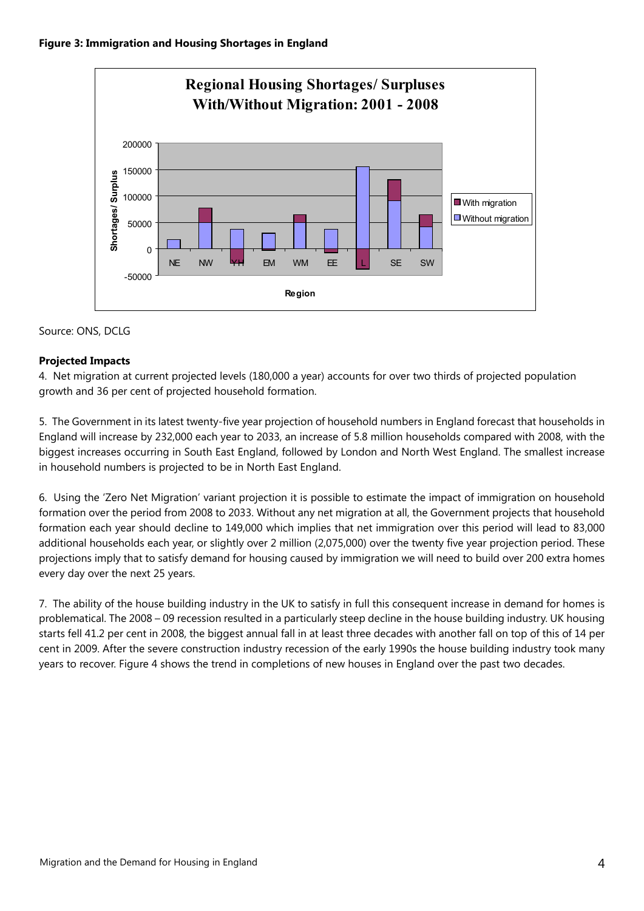**Figure 3: Immigration and Housing Shortages in England**

Source: ONS, DCLG

**Projected Impacts**

4. Net migration at current projected levels (180,000 a year) accounts for over two thirds of projected population growth and 36 per cent of projected household formation.

5. The Government in its latest twenty-five year projection of household numbers in England forecast that households in England will increase by 232,000 each year to 2033, an increase of 5.8 million households compared with 2008, with the biggest increases occurring in South East England, followed by London and North West England. The smallest increase in household numbers is projected to be in North East England.

6. Using the 'Zero Net Migration' variant projection it is possible to estimate the impact of immigration on household formation over the period from 2008 to 2033. Without any net migration at all, the Government projects that household formation each year should decline to 149,000 which implies that net immigration over this period will lead to 83,000 additional households each year, or slightly over 2 million (2,075,000) over the twenty five year projection period. These projections imply that to satisfy demand for housing caused by immigration we will need to build over 200 extra homes every day over the next 25 years.

7. The ability of the house building industry in the UK to satisfy in full this consequent increase in demand for homes is problematical. The 2008 – 09 recession resulted in a particularly steep decline in the house building industry. UK housing starts fell 41.2 per cent in 2008, the biggest annual fall in at least three decades with another fall on top of this of 14 per cent in 2009. After the severe construction industry recession of the early 1990s the house building industry took many years to recover. Figure 4 shows the trend in completions of new houses in England over the past two decades.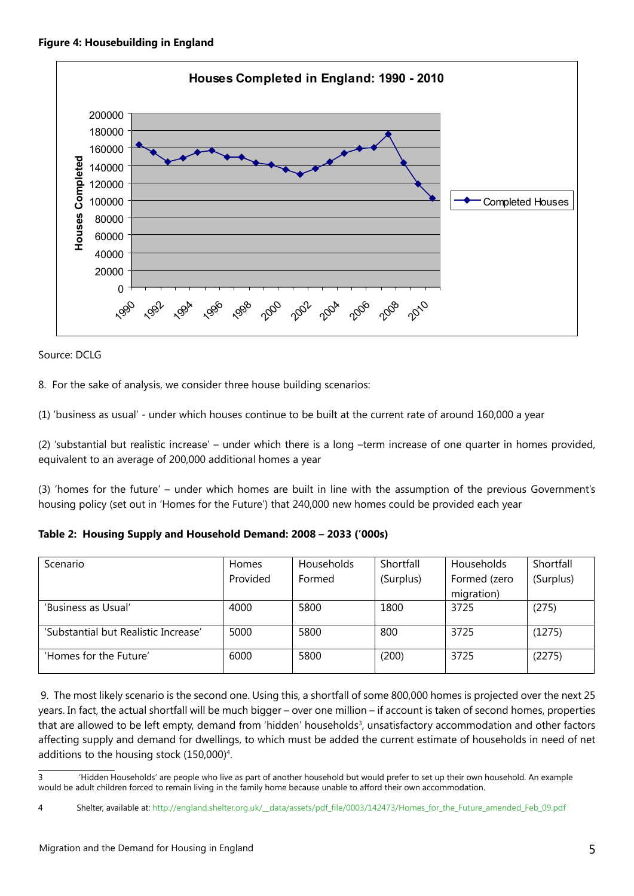**Figure 4: Housebuilding in England**

Source: DCLG

8. For the sake of analysis, we consider three house building scenarios:

(1) 'business as usual' - under which houses continue to be built at the current rate of around 160,000 a year

(2) 'substantial but realistic increase' – under which there is a long –term increase of one quarter in homes provided, equivalent to an average of 200,000 additional homes a year

(3) 'homes for the future' – under which homes are built in line with the assumption of the previous Government's housing policy (set out in 'Homes for the Future') that 240,000 new homes could be provided each year

**Table 2: Housing Supply and Household Demand: 2008 – 2033 ('000s)**

| Scenario | Homes Provided | Households Formed | Shortfall (Surplus) | Households Formed (zero migration) | Shortfall (Surplus) |
|---|---|---|---|---|---|
| 'Business as Usual' | 4000 | 5800 | 1800 | 3725 | (275) |
| 'Substantial but Realistic Increase' | 5000 | 5800 | 800 | 3725 | (1275) |
| 'Homes for the Future' | 6000 | 5800 | (200) | 3725 | (2275) |

9. The most likely scenario is the second one. Using this, a shortfall of some 800,000 homes is projected over the next 25 years. In fact, the actual shortfall will be much bigger – over one million – if account is taken of second homes, properties that are allowed to be left empty, demand from 'hidden' households[3], unsatisfactory accommodation and other factors affecting supply and demand for dwellings, to which must be added the current estimate of households in need of net additions to the housing stock (150,000)[4].

3 'Hidden Households' are people who live as part of another household but would prefer to set up their own household. An example would be adult children forced to remain living in the family home because unable to afford their own accommodation.

4 Shelter, available at: http://england.shelter.org.uk/__data/assets/pdf_file/0003/142473/Homes_for_the_Future_amended_Feb_09.pdf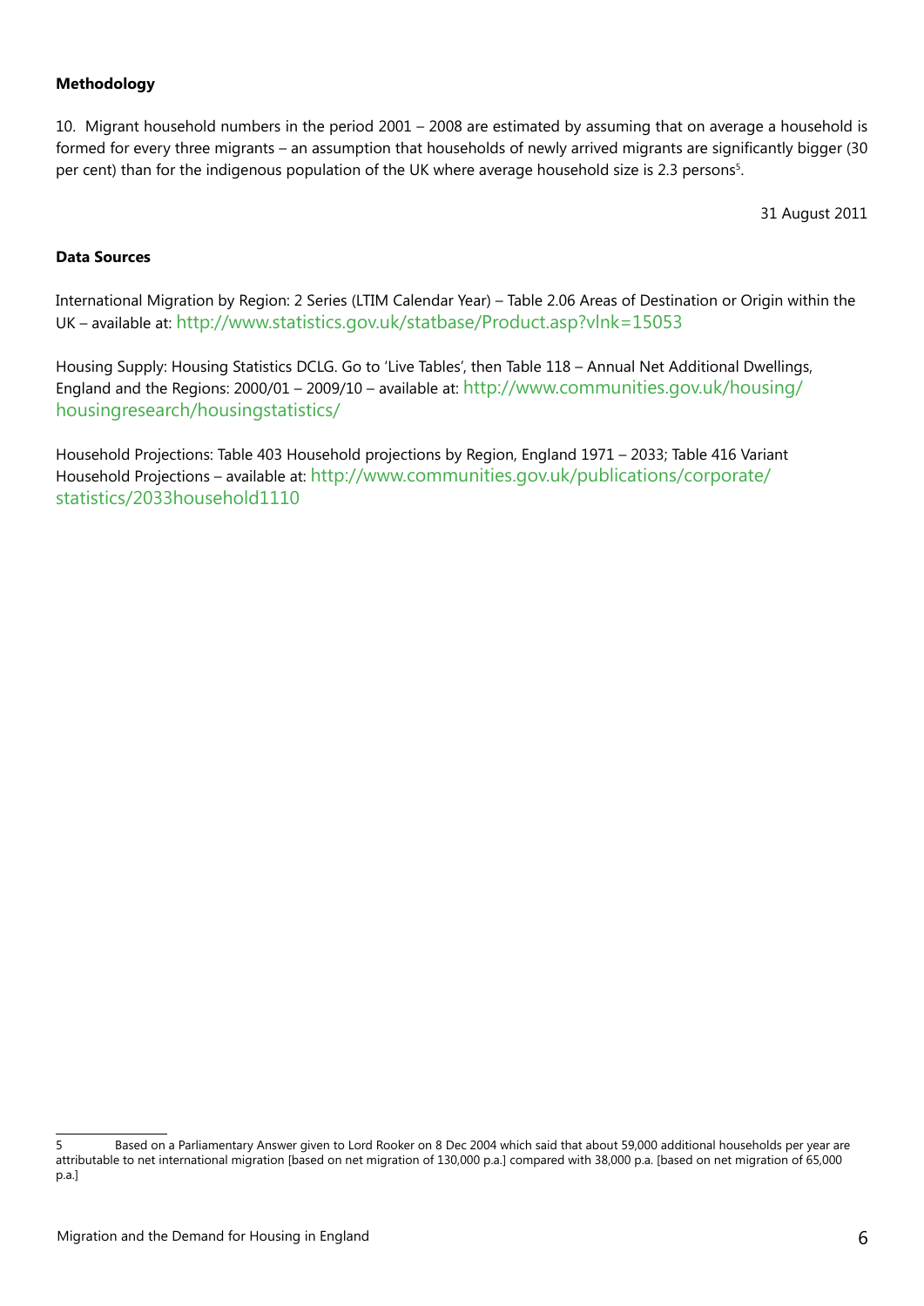**Methodology**

10. Migrant household numbers in the period 2001 – 2008 are estimated by assuming that on average a household is formed for every three migrants – an assumption that households of newly arrived migrants are significantly bigger (30 per cent) than for the indigenous population of the UK where average household size is 2.3 persons[5].

31 August 2011

**Data Sources**

International Migration by Region: 2 Series (LTIM Calendar Year) – Table 2.06 Areas of Destination or Origin within the UK – available at: http://www.statistics.gov.uk/statbase/Product.asp?vlnk=15053

Housing Supply: Housing Statistics DCLG. Go to 'Live Tables', then Table 118 – Annual Net Additional Dwellings, England and the Regions: 2000/01 – 2009/10 – available at: http://www.communities.gov.uk/housing/housingresearch/housingstatistics/

Household Projections: Table 403 Household projections by Region, England 1971 – 2033; Table 416 Variant Household Projections – available at: http://www.communities.gov.uk/publications/corporate/statistics/2033household1110

---

5 Based on a Parliamentary Answer given to Lord Rooker on 8 Dec 2004 which said that about 59,000 additional households per year are attributable to net international migration [based on net migration of 130,000 p.a.] compared with 38,000 p.a. [based on net migration of 65,000 p.a.]